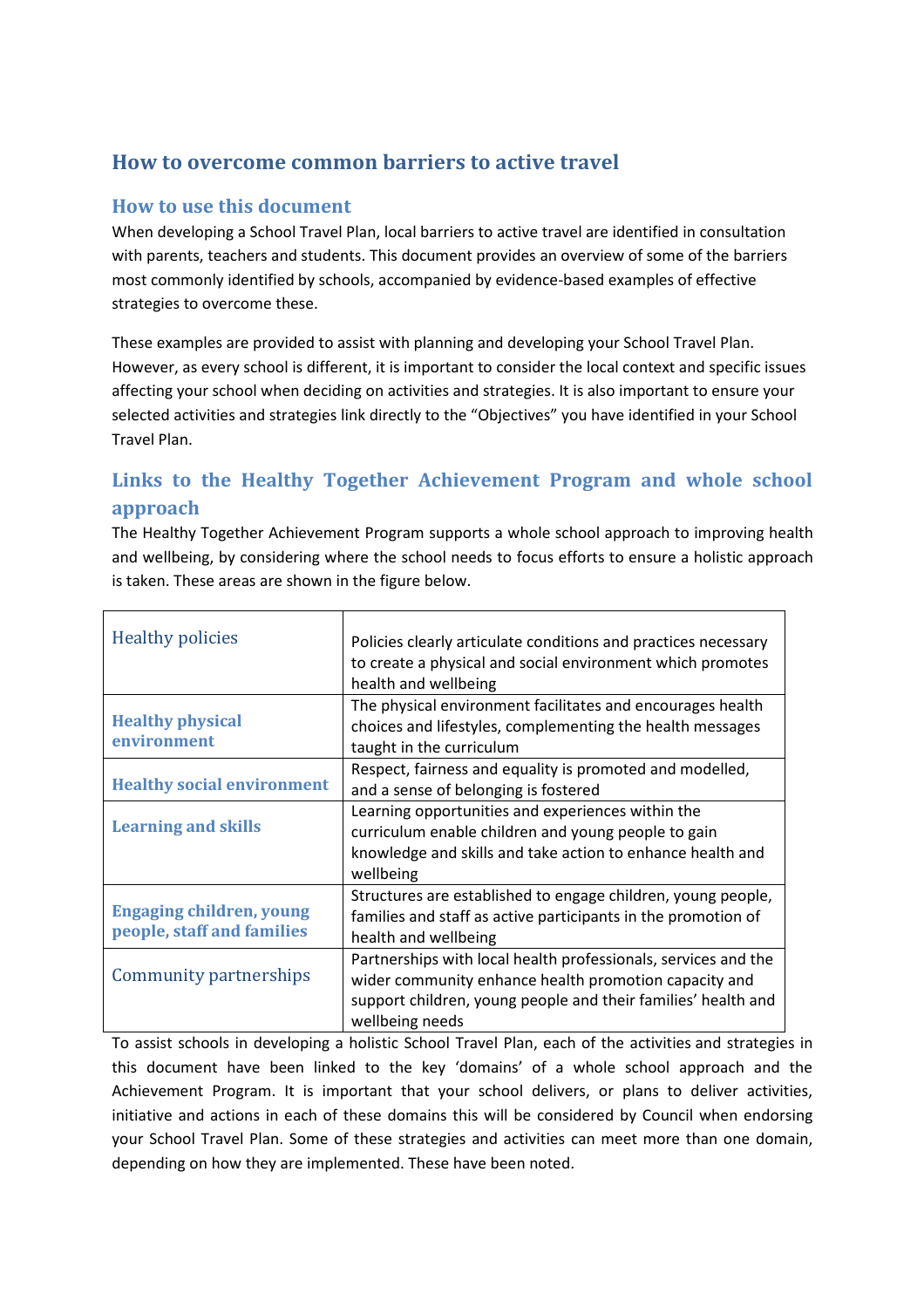# How to overcome common barriers to active travel

## How to use this document

When developing a School Travel Plan, local barriers to active travel are identified in consultation with parents, teachers and students. This document provides an overview of some of the barriers most commonly identified by schools, accompanied by evidence-based examples of effective strategies to overcome these.

These examples are provided to assist with planning and developing your School Travel Plan. However, as every school is different, it is important to consider the local context and specific issues affecting your school when deciding on activities and strategies. It is also important to ensure your selected activities and strategies link directly to the "Objectives" you have identified in your School Travel Plan.

## Links to the Healthy Together Achievement Program and whole school approach

The Healthy Together Achievement Program supports a whole school approach to improving health and wellbeing, by considering where the school needs to focus efforts to ensure a holistic approach is taken. These areas are shown in the figure below.

| | |
|---|---|
| Healthy policies | Policies clearly articulate conditions and practices necessary to create a physical and social environment which promotes health and wellbeing |
| **Healthy physical environment** | The physical environment facilitates and encourages health choices and lifestyles, complementing the health messages taught in the curriculum |
| **Healthy social environment** | Respect, fairness and equality is promoted and modelled, and a sense of belonging is fostered |
| **Learning and skills** | Learning opportunities and experiences within the curriculum enable children and young people to gain knowledge and skills and take action to enhance health and wellbeing |
| **Engaging children, young people, staff and families** | Structures are established to engage children, young people, families and staff as active participants in the promotion of health and wellbeing |
| Community partnerships | Partnerships with local health professionals, services and the wider community enhance health promotion capacity and support children, young people and their families' health and wellbeing needs |

To assist schools in developing a holistic School Travel Plan, each of the activities and strategies in this document have been linked to the key 'domains' of a whole school approach and the Achievement Program. It is important that your school delivers, or plans to deliver activities, initiative and actions in each of these domains this will be considered by Council when endorsing your School Travel Plan. Some of these strategies and activities can meet more than one domain, depending on how they are implemented. These have been noted.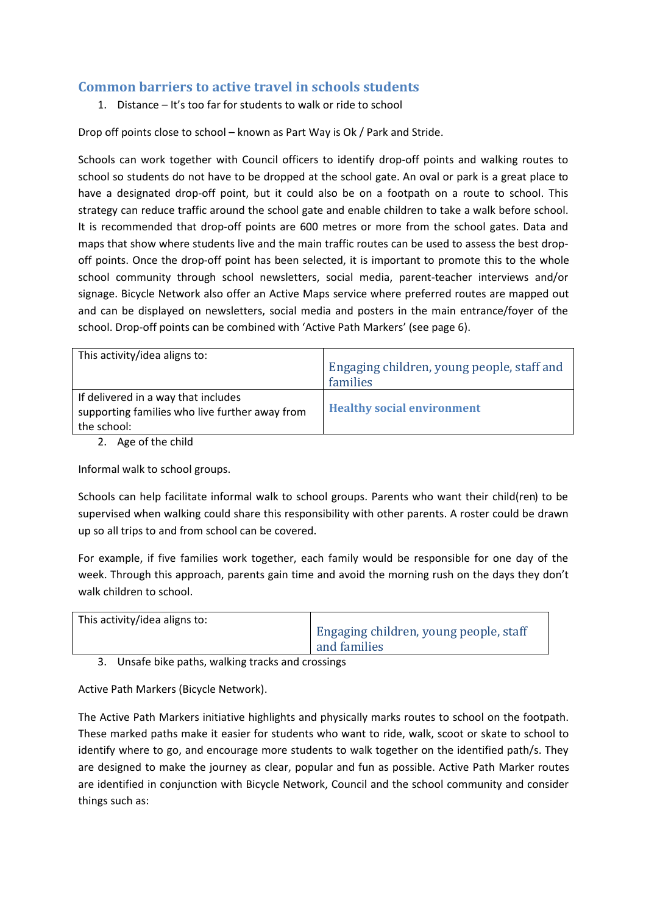## Common barriers to active travel in schools students

1. Distance – It's too far for students to walk or ride to school

Drop off points close to school – known as Part Way is Ok / Park and Stride.

Schools can work together with Council officers to identify drop-off points and walking routes to school so students do not have to be dropped at the school gate. An oval or park is a great place to have a designated drop-off point, but it could also be on a footpath on a route to school. This strategy can reduce traffic around the school gate and enable children to take a walk before school. It is recommended that drop-off points are 600 metres or more from the school gates. Data and maps that show where students live and the main traffic routes can be used to assess the best drop-off points. Once the drop-off point has been selected, it is important to promote this to the whole school community through school newsletters, social media, parent-teacher interviews and/or signage. Bicycle Network also offer an Active Maps service where preferred routes are mapped out and can be displayed on newsletters, social media and posters in the main entrance/foyer of the school. Drop-off points can be combined with 'Active Path Markers' (see page 6).

| This activity/idea aligns to: | Engaging children, young people, staff and families |
|---|---|
| If delivered in a way that includes supporting families who live further away from the school: | **Healthy social environment** |

2. Age of the child

Informal walk to school groups.

Schools can help facilitate informal walk to school groups. Parents who want their child(ren) to be supervised when walking could share this responsibility with other parents. A roster could be drawn up so all trips to and from school can be covered.

For example, if five families work together, each family would be responsible for one day of the week. Through this approach, parents gain time and avoid the morning rush on the days they don't walk children to school.

| This activity/idea aligns to: | Engaging children, young people, staff and families |
|---|---|

3. Unsafe bike paths, walking tracks and crossings

Active Path Markers (Bicycle Network).

The Active Path Markers initiative highlights and physically marks routes to school on the footpath. These marked paths make it easier for students who want to ride, walk, scoot or skate to school to identify where to go, and encourage more students to walk together on the identified path/s. They are designed to make the journey as clear, popular and fun as possible. Active Path Marker routes are identified in conjunction with Bicycle Network, Council and the school community and consider things such as: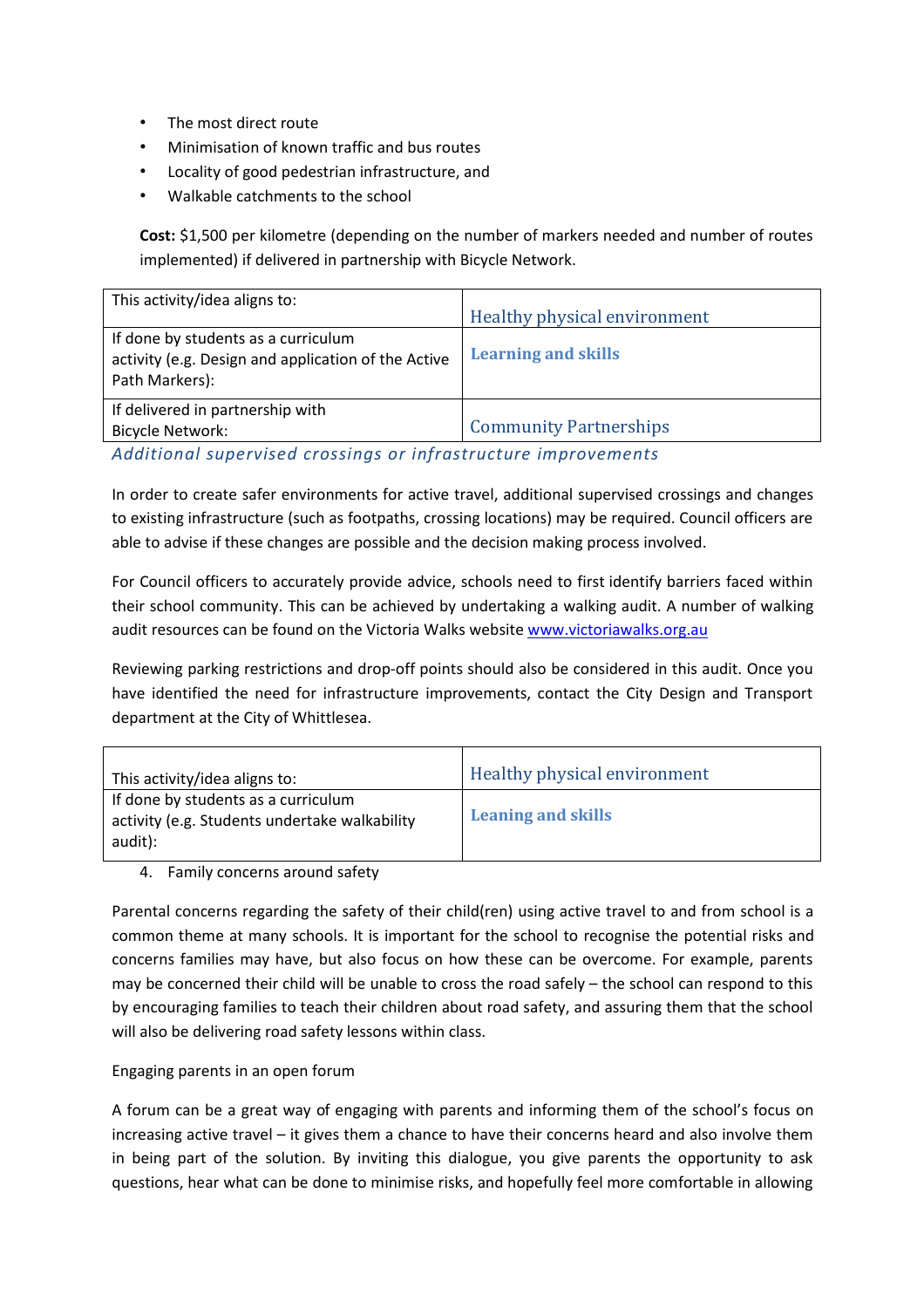- The most direct route
- Minimisation of known traffic and bus routes
- Locality of good pedestrian infrastructure, and
- Walkable catchments to the school

**Cost:** $1,500 per kilometre (depending on the number of markers needed and number of routes implemented) if delivered in partnership with Bicycle Network.

| This activity/idea aligns to: | Healthy physical environment |
|---|---|
| If done by students as a curriculum activity (e.g. Design and application of the Active Path Markers): | **Learning and skills** |
| If delivered in partnership with Bicycle Network: | Community Partnerships |

### *Additional supervised crossings or infrastructure improvements*

In order to create safer environments for active travel, additional supervised crossings and changes to existing infrastructure (such as footpaths, crossing locations) may be required. Council officers are able to advise if these changes are possible and the decision making process involved.

For Council officers to accurately provide advice, schools need to first identify barriers faced within their school community. This can be achieved by undertaking a walking audit. A number of walking audit resources can be found on the Victoria Walks website [www.victoriawalks.org.au](http://www.victoriawalks.org.au)

Reviewing parking restrictions and drop-off points should also be considered in this audit. Once you have identified the need for infrastructure improvements, contact the City Design and Transport department at the City of Whittlesea.

| This activity/idea aligns to: | Healthy physical environment |
|---|---|
| If done by students as a curriculum activity (e.g. Students undertake walkability audit): | **Leaning and skills** |

4. Family concerns around safety

Parental concerns regarding the safety of their child(ren) using active travel to and from school is a common theme at many schools. It is important for the school to recognise the potential risks and concerns families may have, but also focus on how these can be overcome. For example, parents may be concerned their child will be unable to cross the road safely – the school can respond to this by encouraging families to teach their children about road safety, and assuring them that the school will also be delivering road safety lessons within class.

Engaging parents in an open forum

A forum can be a great way of engaging with parents and informing them of the school's focus on increasing active travel – it gives them a chance to have their concerns heard and also involve them in being part of the solution. By inviting this dialogue, you give parents the opportunity to ask questions, hear what can be done to minimise risks, and hopefully feel more comfortable in allowing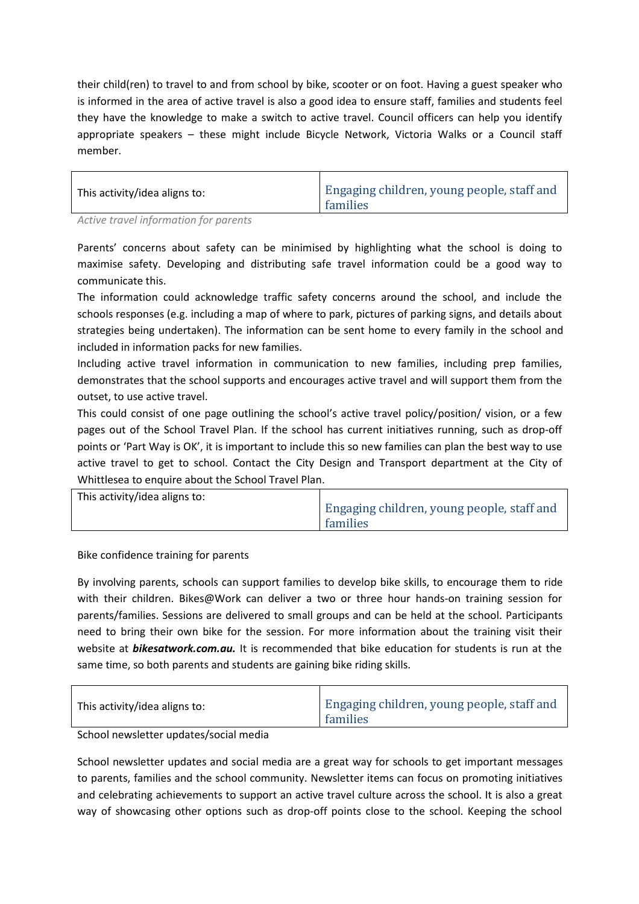their child(ren) to travel to and from school by bike, scooter or on foot. Having a guest speaker who is informed in the area of active travel is also a good idea to ensure staff, families and students feel they have the knowledge to make a switch to active travel. Council officers can help you identify appropriate speakers – these might include Bicycle Network, Victoria Walks or a Council staff member.

| This activity/idea aligns to: | Engaging children, young people, staff and families |
|---|---|

*Active travel information for parents*

Parents' concerns about safety can be minimised by highlighting what the school is doing to maximise safety. Developing and distributing safe travel information could be a good way to communicate this.

The information could acknowledge traffic safety concerns around the school, and include the schools responses (e.g. including a map of where to park, pictures of parking signs, and details about strategies being undertaken). The information can be sent home to every family in the school and included in information packs for new families.

Including active travel information in communication to new families, including prep families, demonstrates that the school supports and encourages active travel and will support them from the outset, to use active travel.

This could consist of one page outlining the school's active travel policy/position/ vision, or a few pages out of the School Travel Plan. If the school has current initiatives running, such as drop-off points or 'Part Way is OK', it is important to include this so new families can plan the best way to use active travel to get to school. Contact the City Design and Transport department at the City of Whittlesea to enquire about the School Travel Plan.

| This activity/idea aligns to: | Engaging children, young people, staff and families |
|---|---|

Bike confidence training for parents

By involving parents, schools can support families to develop bike skills, to encourage them to ride with their children. Bikes@Work can deliver a two or three hour hands-on training session for parents/families. Sessions are delivered to small groups and can be held at the school. Participants need to bring their own bike for the session. For more information about the training visit their website at ***bikesatwork.com.au.*** It is recommended that bike education for students is run at the same time, so both parents and students are gaining bike riding skills.

| This activity/idea aligns to: | Engaging children, young people, staff and families |
|---|---|

School newsletter updates/social media

School newsletter updates and social media are a great way for schools to get important messages to parents, families and the school community. Newsletter items can focus on promoting initiatives and celebrating achievements to support an active travel culture across the school. It is also a great way of showcasing other options such as drop-off points close to the school. Keeping the school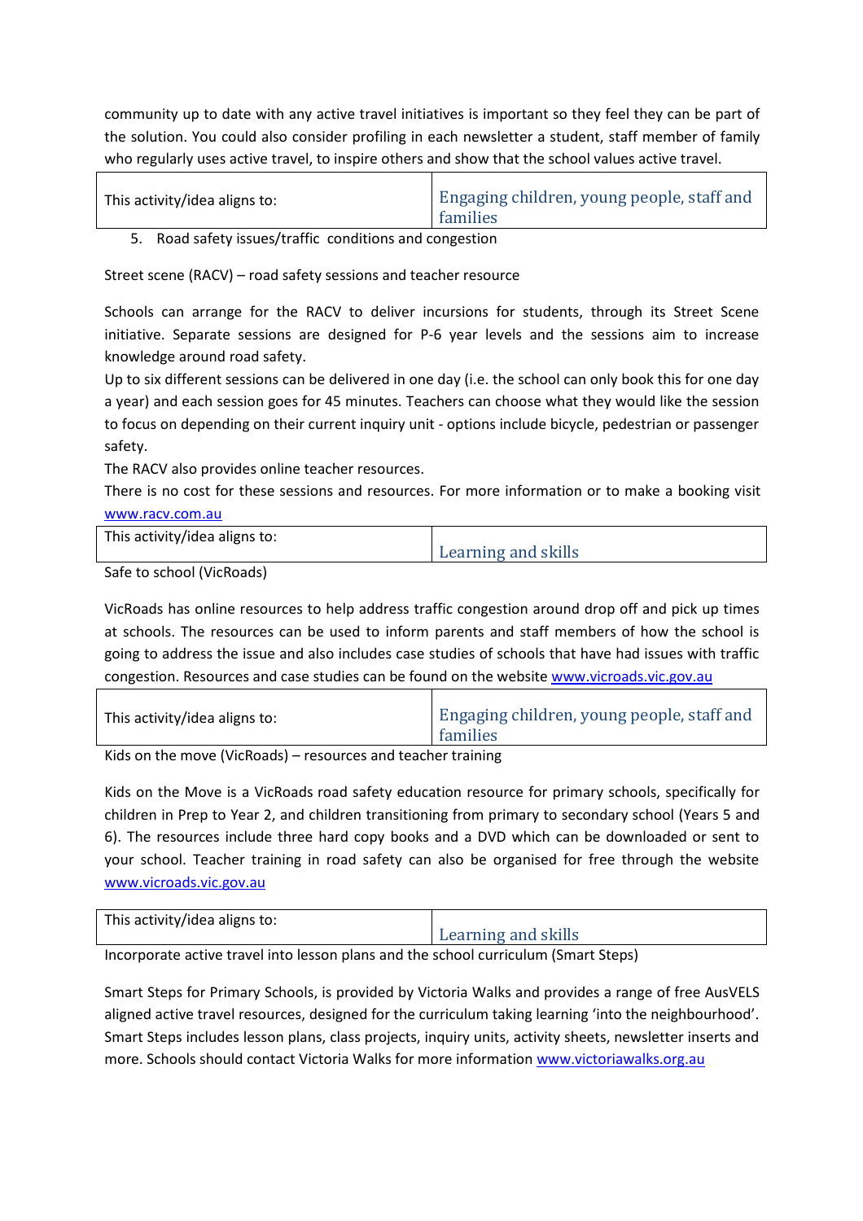community up to date with any active travel initiatives is important so they feel they can be part of the solution. You could also consider profiling in each newsletter a student, staff member of family who regularly uses active travel, to inspire others and show that the school values active travel.

| This activity/idea aligns to: | Engaging children, young people, staff and families |
|---|---|

5. Road safety issues/traffic conditions and congestion

Street scene (RACV) – road safety sessions and teacher resource

Schools can arrange for the RACV to deliver incursions for students, through its Street Scene initiative. Separate sessions are designed for P-6 year levels and the sessions aim to increase knowledge around road safety.

Up to six different sessions can be delivered in one day (i.e. the school can only book this for one day a year) and each session goes for 45 minutes. Teachers can choose what they would like the session to focus on depending on their current inquiry unit - options include bicycle, pedestrian or passenger safety.

The RACV also provides online teacher resources.

There is no cost for these sessions and resources. For more information or to make a booking visit www.racv.com.au

| This activity/idea aligns to: | Learning and skills |
|---|---|

Safe to school (VicRoads)

VicRoads has online resources to help address traffic congestion around drop off and pick up times at schools. The resources can be used to inform parents and staff members of how the school is going to address the issue and also includes case studies of schools that have had issues with traffic congestion. Resources and case studies can be found on the website www.vicroads.vic.gov.au

| This activity/idea aligns to: | Engaging children, young people, staff and families |
|---|---|

Kids on the move (VicRoads) – resources and teacher training

Kids on the Move is a VicRoads road safety education resource for primary schools, specifically for children in Prep to Year 2, and children transitioning from primary to secondary school (Years 5 and 6). The resources include three hard copy books and a DVD which can be downloaded or sent to your school. Teacher training in road safety can also be organised for free through the website www.vicroads.vic.gov.au

| This activity/idea aligns to: | Learning and skills |
|---|---|

Incorporate active travel into lesson plans and the school curriculum (Smart Steps)

Smart Steps for Primary Schools, is provided by Victoria Walks and provides a range of free AusVELS aligned active travel resources, designed for the curriculum taking learning 'into the neighbourhood'. Smart Steps includes lesson plans, class projects, inquiry units, activity sheets, newsletter inserts and more. Schools should contact Victoria Walks for more information www.victoriawalks.org.au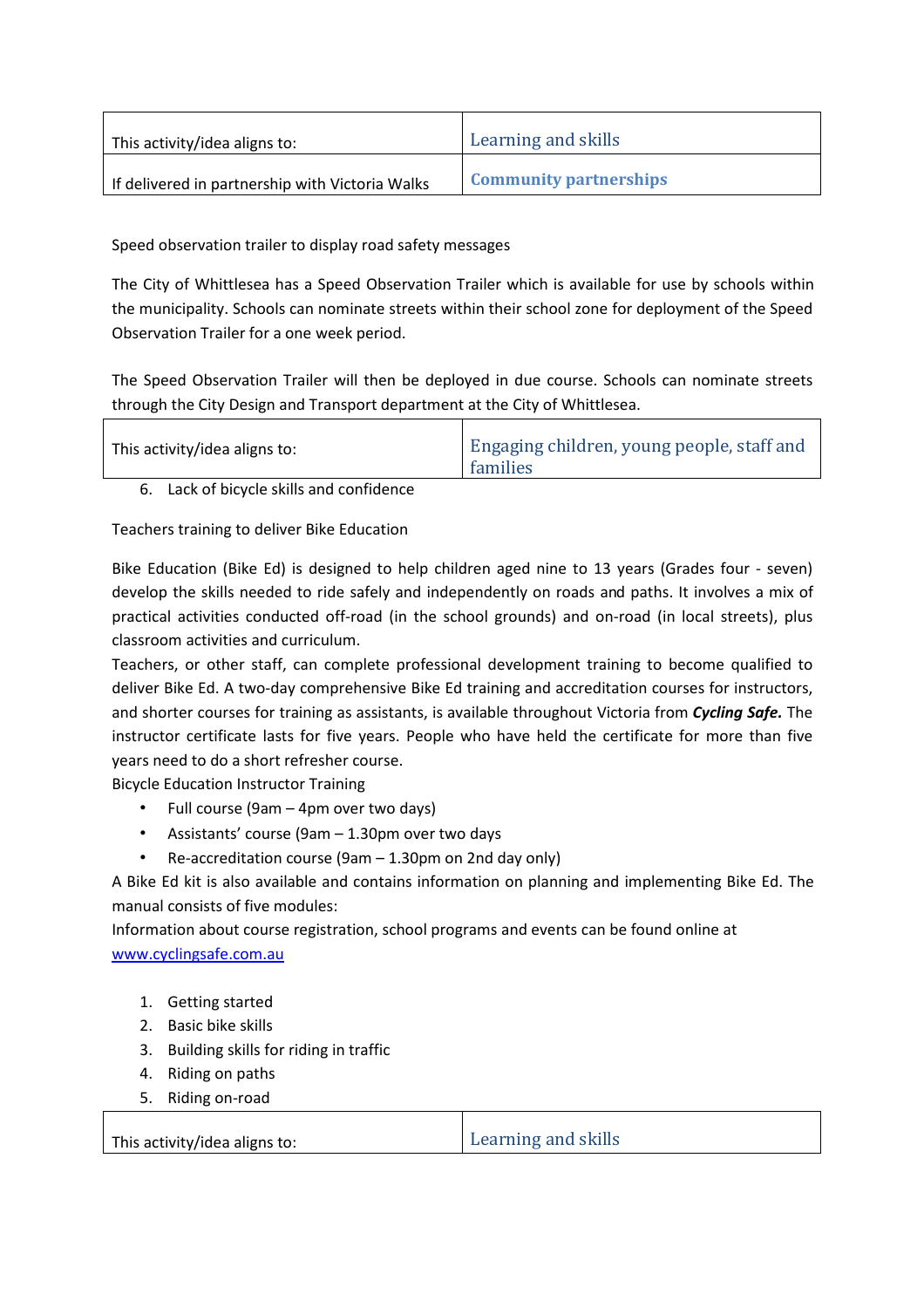| This activity/idea aligns to: | Learning and skills |
|---|---|
| If delivered in partnership with Victoria Walks | **Community partnerships** |

Speed observation trailer to display road safety messages

The City of Whittlesea has a Speed Observation Trailer which is available for use by schools within the municipality. Schools can nominate streets within their school zone for deployment of the Speed Observation Trailer for a one week period.

The Speed Observation Trailer will then be deployed in due course. Schools can nominate streets through the City Design and Transport department at the City of Whittlesea.

| This activity/idea aligns to: | Engaging children, young people, staff and families |
|---|---|

6. Lack of bicycle skills and confidence

Teachers training to deliver Bike Education

Bike Education (Bike Ed) is designed to help children aged nine to 13 years (Grades four - seven) develop the skills needed to ride safely and independently on roads and paths. It involves a mix of practical activities conducted off-road (in the school grounds) and on-road (in local streets), plus classroom activities and curriculum.

Teachers, or other staff, can complete professional development training to become qualified to deliver Bike Ed. A two-day comprehensive Bike Ed training and accreditation courses for instructors, and shorter courses for training as assistants, is available throughout Victoria from ***Cycling Safe.*** The instructor certificate lasts for five years. People who have held the certificate for more than five years need to do a short refresher course.

Bicycle Education Instructor Training

- Full course (9am – 4pm over two days)
- Assistants' course (9am – 1.30pm over two days
- Re-accreditation course (9am – 1.30pm on 2nd day only)

A Bike Ed kit is also available and contains information on planning and implementing Bike Ed. The manual consists of five modules:

Information about course registration, school programs and events can be found online at [www.cyclingsafe.com.au](http://www.cyclingsafe.com.au)

1. Getting started
2. Basic bike skills
3. Building skills for riding in traffic
4. Riding on paths
5. Riding on-road

| This activity/idea aligns to: | Learning and skills |
|---|---|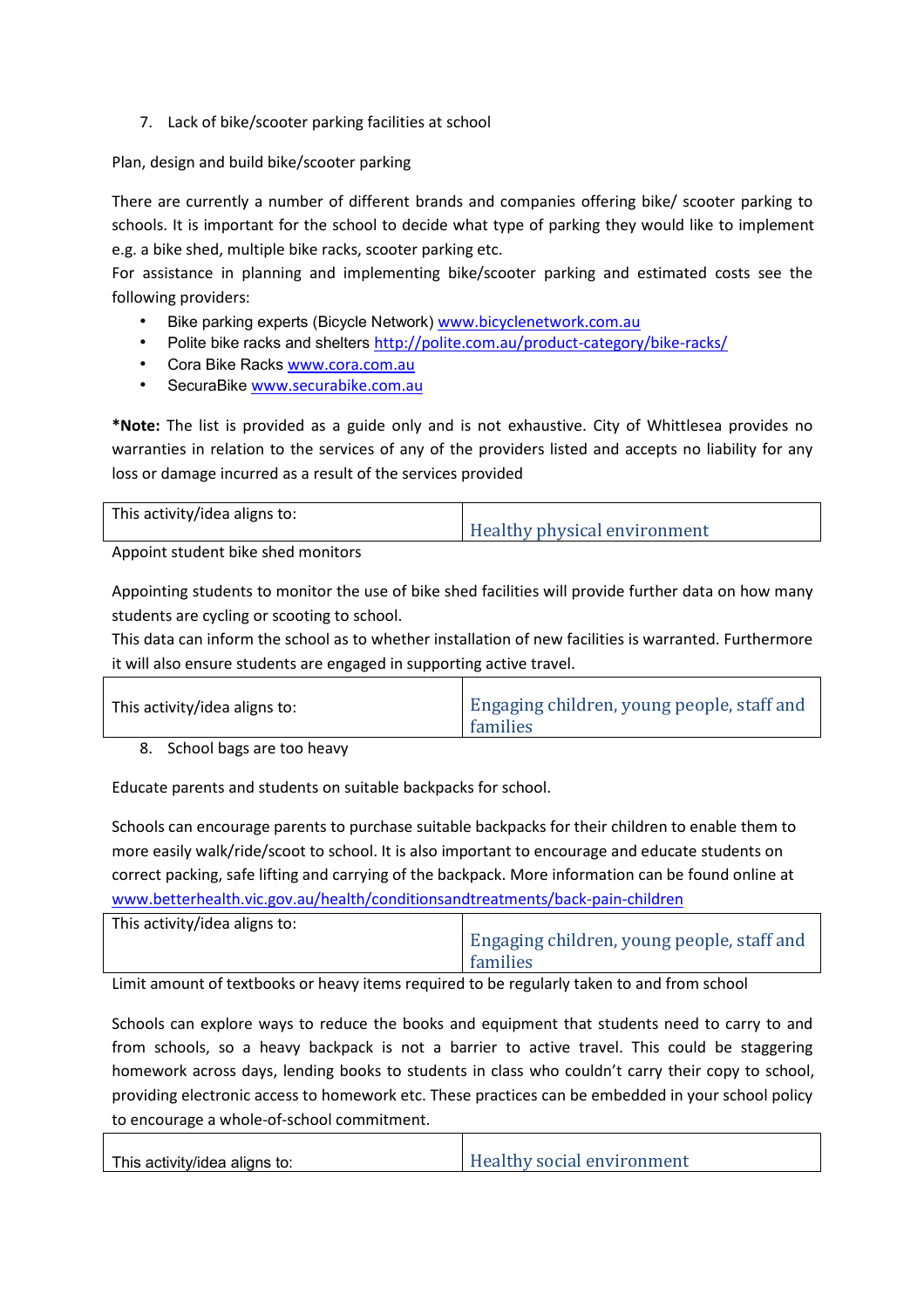7. Lack of bike/scooter parking facilities at school

Plan, design and build bike/scooter parking

There are currently a number of different brands and companies offering bike/ scooter parking to schools. It is important for the school to decide what type of parking they would like to implement e.g. a bike shed, multiple bike racks, scooter parking etc.
For assistance in planning and implementing bike/scooter parking and estimated costs see the following providers:

- Bike parking experts (Bicycle Network) www.bicyclenetwork.com.au
- Polite bike racks and shelters http://polite.com.au/product-category/bike-racks/
- Cora Bike Racks www.cora.com.au
- SecuraBike www.securabike.com.au

***Note:** The list is provided as a guide only and is not exhaustive. City of Whittlesea provides no warranties in relation to the services of any of the providers listed and accepts no liability for any loss or damage incurred as a result of the services provided

| This activity/idea aligns to: | Healthy physical environment |
|---|---|

Appoint student bike shed monitors

Appointing students to monitor the use of bike shed facilities will provide further data on how many students are cycling or scooting to school.
This data can inform the school as to whether installation of new facilities is warranted. Furthermore it will also ensure students are engaged in supporting active travel.

| This activity/idea aligns to: | Engaging children, young people, staff and families |
|---|---|

8. School bags are too heavy

Educate parents and students on suitable backpacks for school.

Schools can encourage parents to purchase suitable backpacks for their children to enable them to more easily walk/ride/scoot to school. It is also important to encourage and educate students on correct packing, safe lifting and carrying of the backpack. More information can be found online at www.betterhealth.vic.gov.au/health/conditionsandtreatments/back-pain-children

| This activity/idea aligns to: | Engaging children, young people, staff and families |
|---|---|

Limit amount of textbooks or heavy items required to be regularly taken to and from school

Schools can explore ways to reduce the books and equipment that students need to carry to and from schools, so a heavy backpack is not a barrier to active travel. This could be staggering homework across days, lending books to students in class who couldn't carry their copy to school, providing electronic access to homework etc. These practices can be embedded in your school policy to encourage a whole-of-school commitment.

| This activity/idea aligns to: | Healthy social environment |
|---|---|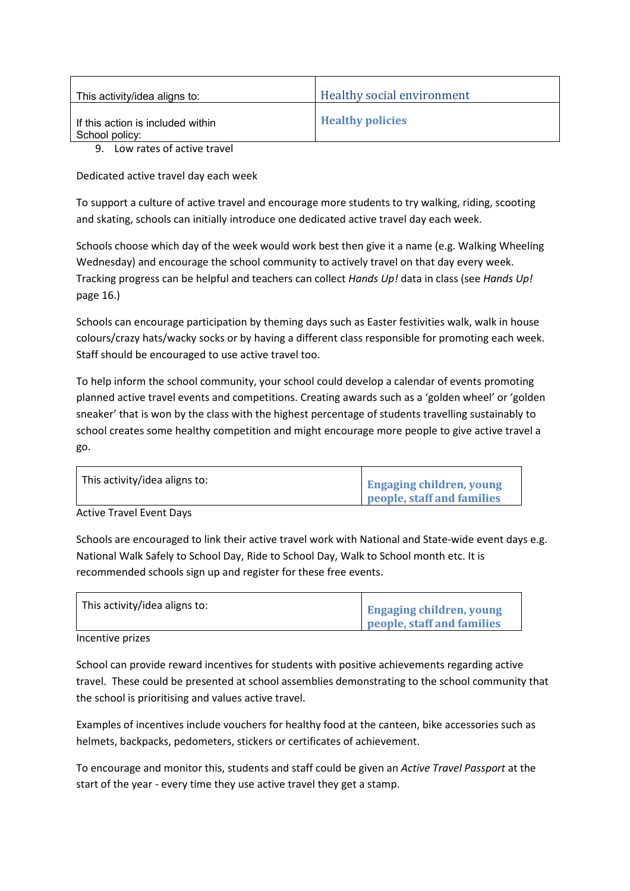| This activity/idea aligns to: | Healthy social environment |
| --- | --- |
| If this action is included within School policy: | **Healthy policies** |

9. Low rates of active travel

Dedicated active travel day each week

To support a culture of active travel and encourage more students to try walking, riding, scooting and skating, schools can initially introduce one dedicated active travel day each week.

Schools choose which day of the week would work best then give it a name (e.g. Walking Wheeling Wednesday) and encourage the school community to actively travel on that day every week. Tracking progress can be helpful and teachers can collect *Hands Up!* data in class (see *Hands Up!* page 16.)

Schools can encourage participation by theming days such as Easter festivities walk, walk in house colours/crazy hats/wacky socks or by having a different class responsible for promoting each week. Staff should be encouraged to use active travel too.

To help inform the school community, your school could develop a calendar of events promoting planned active travel events and competitions. Creating awards such as a 'golden wheel' or 'golden sneaker' that is won by the class with the highest percentage of students travelling sustainably to school creates some healthy competition and might encourage more people to give active travel a go.

| This activity/idea aligns to: | **Engaging children, young people, staff and families** |
| --- | --- |

Active Travel Event Days

Schools are encouraged to link their active travel work with National and State-wide event days e.g. National Walk Safely to School Day, Ride to School Day, Walk to School month etc. It is recommended schools sign up and register for these free events.

| This activity/idea aligns to: | **Engaging children, young people, staff and families** |
| --- | --- |

Incentive prizes

School can provide reward incentives for students with positive achievements regarding active travel. These could be presented at school assemblies demonstrating to the school community that the school is prioritising and values active travel.

Examples of incentives include vouchers for healthy food at the canteen, bike accessories such as helmets, backpacks, pedometers, stickers or certificates of achievement.

To encourage and monitor this, students and staff could be given an *Active Travel Passport* at the start of the year - every time they use active travel they get a stamp.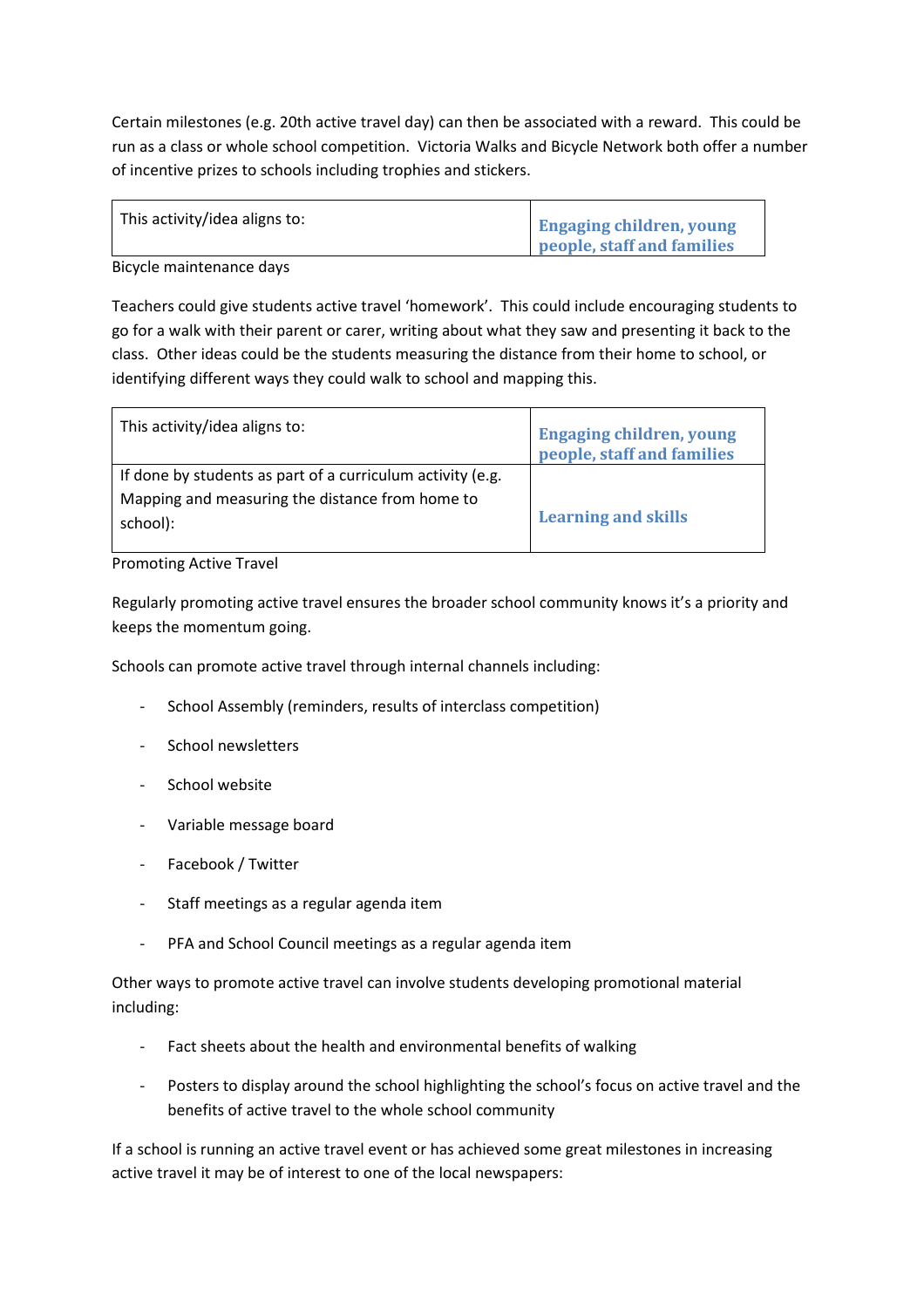Certain milestones (e.g. 20th active travel day) can then be associated with a reward. This could be run as a class or whole school competition. Victoria Walks and Bicycle Network both offer a number of incentive prizes to schools including trophies and stickers.

| This activity/idea aligns to: | **Engaging children, young people, staff and families** |
|---|---|

Bicycle maintenance days

Teachers could give students active travel 'homework'. This could include encouraging students to go for a walk with their parent or carer, writing about what they saw and presenting it back to the class. Other ideas could be the students measuring the distance from their home to school, or identifying different ways they could walk to school and mapping this.

| This activity/idea aligns to: | **Engaging children, young people, staff and families** |
|---|---|
| If done by students as part of a curriculum activity (e.g. Mapping and measuring the distance from home to school): | **Learning and skills** |

Promoting Active Travel

Regularly promoting active travel ensures the broader school community knows it's a priority and keeps the momentum going.

Schools can promote active travel through internal channels including:

- School Assembly (reminders, results of interclass competition)
- School newsletters
- School website
- Variable message board
- Facebook / Twitter
- Staff meetings as a regular agenda item
- PFA and School Council meetings as a regular agenda item

Other ways to promote active travel can involve students developing promotional material including:

- Fact sheets about the health and environmental benefits of walking
- Posters to display around the school highlighting the school's focus on active travel and the benefits of active travel to the whole school community

If a school is running an active travel event or has achieved some great milestones in increasing active travel it may be of interest to one of the local newspapers: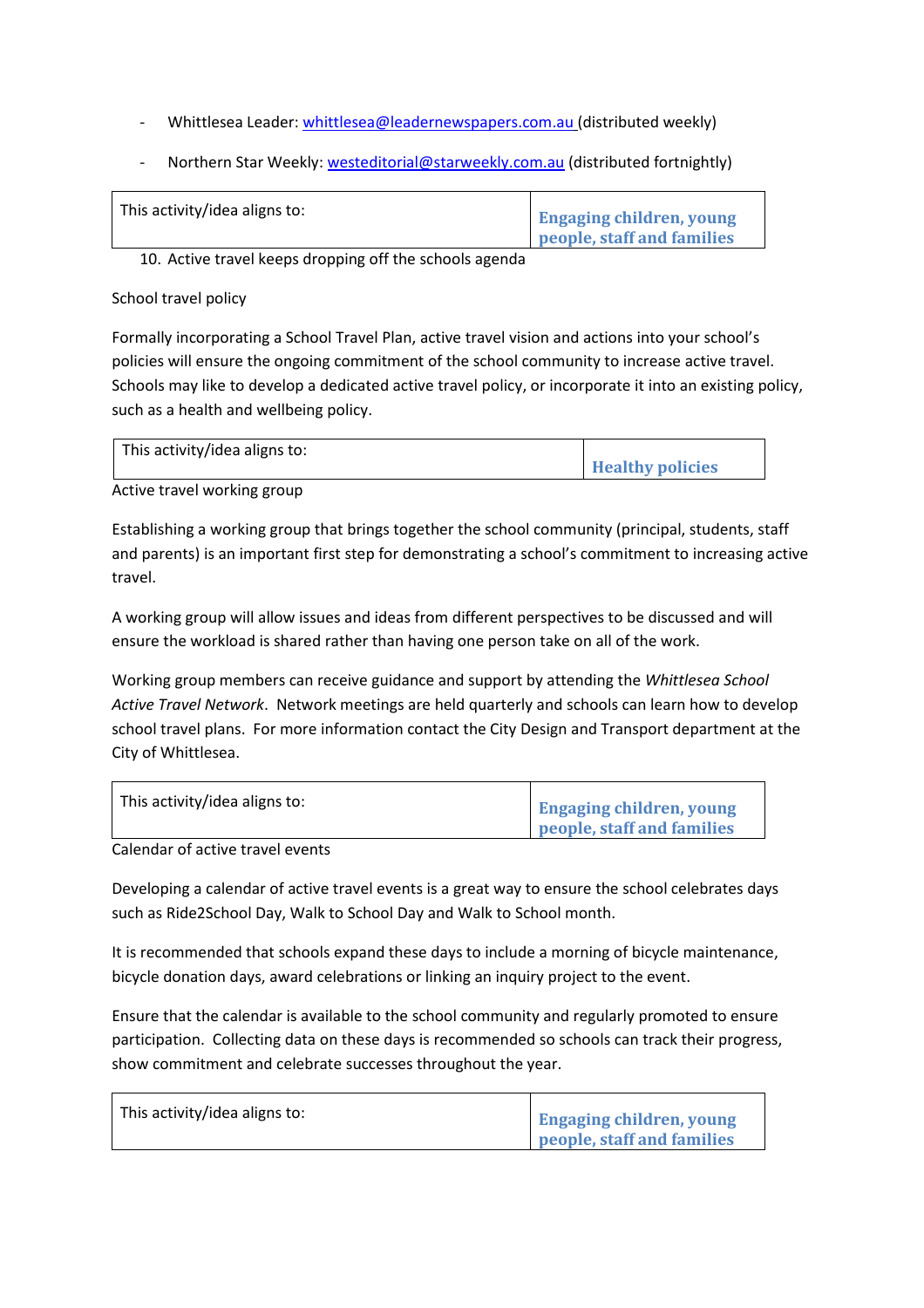- Whittlesea Leader: whittlesea@leadernewspapers.com.au (distributed weekly)
- Northern Star Weekly: westeditorial@starweekly.com.au (distributed fortnightly)

| This activity/idea aligns to: | **Engaging children, young people, staff and families** |
|---|---|

10. Active travel keeps dropping off the schools agenda

School travel policy

Formally incorporating a School Travel Plan, active travel vision and actions into your school's policies will ensure the ongoing commitment of the school community to increase active travel. Schools may like to develop a dedicated active travel policy, or incorporate it into an existing policy, such as a health and wellbeing policy.

| This activity/idea aligns to: | **Healthy policies** |
|---|---|

Active travel working group

Establishing a working group that brings together the school community (principal, students, staff and parents) is an important first step for demonstrating a school's commitment to increasing active travel.

A working group will allow issues and ideas from different perspectives to be discussed and will ensure the workload is shared rather than having one person take on all of the work.

Working group members can receive guidance and support by attending the *Whittlesea School Active Travel Network*. Network meetings are held quarterly and schools can learn how to develop school travel plans. For more information contact the City Design and Transport department at the City of Whittlesea.

| This activity/idea aligns to: | **Engaging children, young people, staff and families** |
|---|---|

Calendar of active travel events

Developing a calendar of active travel events is a great way to ensure the school celebrates days such as Ride2School Day, Walk to School Day and Walk to School month.

It is recommended that schools expand these days to include a morning of bicycle maintenance, bicycle donation days, award celebrations or linking an inquiry project to the event.

Ensure that the calendar is available to the school community and regularly promoted to ensure participation. Collecting data on these days is recommended so schools can track their progress, show commitment and celebrate successes throughout the year.

| This activity/idea aligns to: | **Engaging children, young people, staff and families** |
|---|---|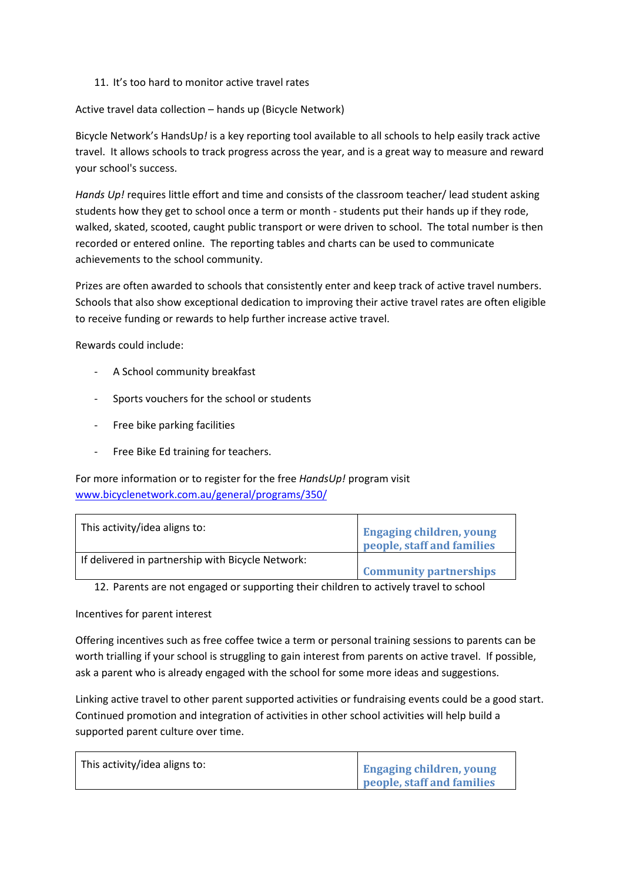11. It's too hard to monitor active travel rates

Active travel data collection – hands up (Bicycle Network)

Bicycle Network's HandsUp*!* is a key reporting tool available to all schools to help easily track active travel. It allows schools to track progress across the year, and is a great way to measure and reward your school's success.

*Hands Up!* requires little effort and time and consists of the classroom teacher/ lead student asking students how they get to school once a term or month - students put their hands up if they rode, walked, skated, scooted, caught public transport or were driven to school. The total number is then recorded or entered online. The reporting tables and charts can be used to communicate achievements to the school community.

Prizes are often awarded to schools that consistently enter and keep track of active travel numbers. Schools that also show exceptional dedication to improving their active travel rates are often eligible to receive funding or rewards to help further increase active travel.

Rewards could include:

- A School community breakfast
- Sports vouchers for the school or students
- Free bike parking facilities
- Free Bike Ed training for teachers.

For more information or to register for the free *HandsUp!* program visit [www.bicyclenetwork.com.au/general/programs/350/](http://www.bicyclenetwork.com.au/general/programs/350/)

| This activity/idea aligns to: | **Engaging children, young people, staff and families** |
|---|---|
| If delivered in partnership with Bicycle Network: | **Community partnerships** |

12. Parents are not engaged or supporting their children to actively travel to school

Incentives for parent interest

Offering incentives such as free coffee twice a term or personal training sessions to parents can be worth trialling if your school is struggling to gain interest from parents on active travel. If possible, ask a parent who is already engaged with the school for some more ideas and suggestions.

Linking active travel to other parent supported activities or fundraising events could be a good start. Continued promotion and integration of activities in other school activities will help build a supported parent culture over time.

| This activity/idea aligns to: | **Engaging children, young people, staff and families** |
|---|---|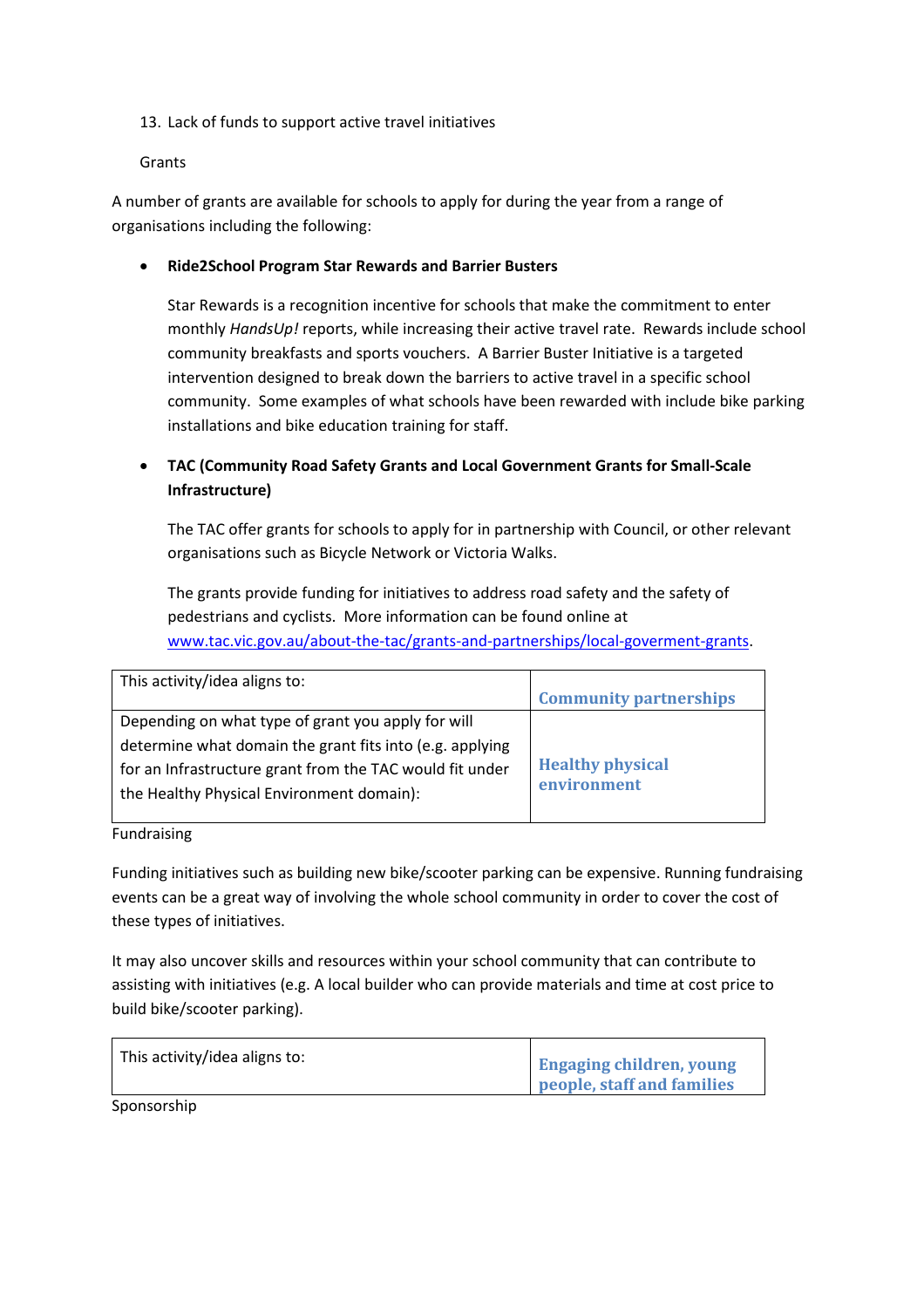13. Lack of funds to support active travel initiatives

Grants

A number of grants are available for schools to apply for during the year from a range of organisations including the following:

- **Ride2School Program Star Rewards and Barrier Busters**

  Star Rewards is a recognition incentive for schools that make the commitment to enter monthly *HandsUp!* reports, while increasing their active travel rate. Rewards include school community breakfasts and sports vouchers. A Barrier Buster Initiative is a targeted intervention designed to break down the barriers to active travel in a specific school community. Some examples of what schools have been rewarded with include bike parking installations and bike education training for staff.

- **TAC (Community Road Safety Grants and Local Government Grants for Small-Scale Infrastructure)**

  The TAC offer grants for schools to apply for in partnership with Council, or other relevant organisations such as Bicycle Network or Victoria Walks.

  The grants provide funding for initiatives to address road safety and the safety of pedestrians and cyclists. More information can be found online at [www.tac.vic.gov.au/about-the-tac/grants-and-partnerships/local-goverment-grants](www.tac.vic.gov.au/about-the-tac/grants-and-partnerships/local-goverment-grants).

| This activity/idea aligns to: | **Community partnerships** |
|---|---|
| Depending on what type of grant you apply for will determine what domain the grant fits into (e.g. applying for an Infrastructure grant from the TAC would fit under the Healthy Physical Environment domain): | **Healthy physical environment** |

Fundraising

Funding initiatives such as building new bike/scooter parking can be expensive. Running fundraising events can be a great way of involving the whole school community in order to cover the cost of these types of initiatives.

It may also uncover skills and resources within your school community that can contribute to assisting with initiatives (e.g. A local builder who can provide materials and time at cost price to build bike/scooter parking).

| This activity/idea aligns to: | **Engaging children, young people, staff and families** |
|---|---|

Sponsorship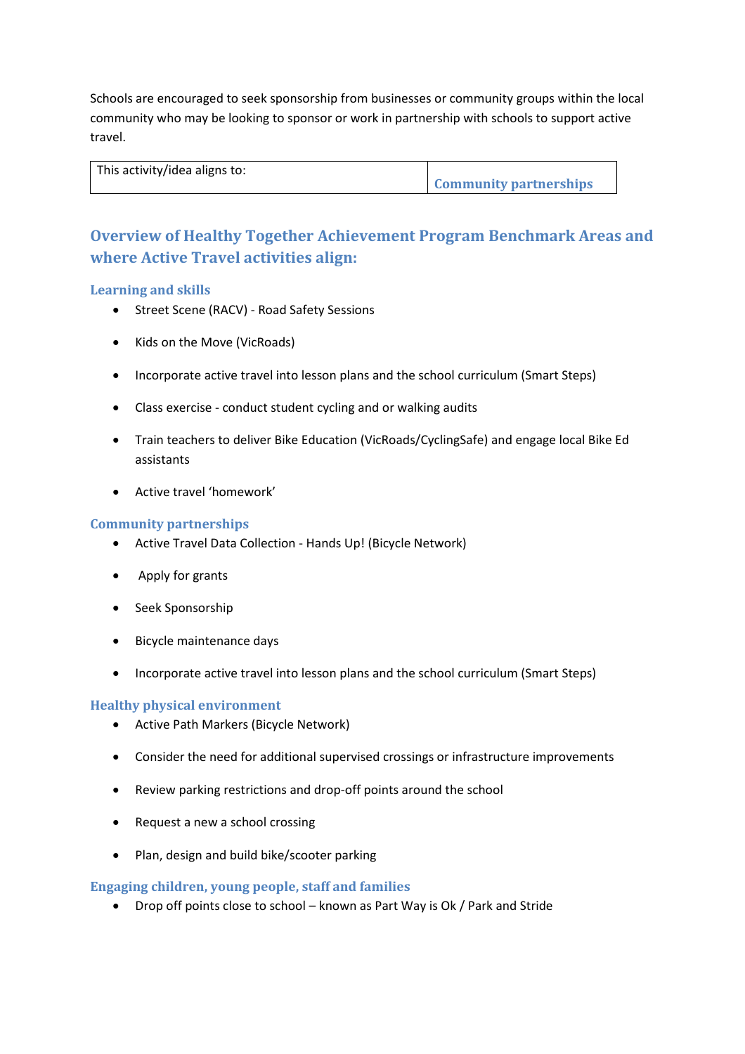Schools are encouraged to seek sponsorship from businesses or community groups within the local community who may be looking to sponsor or work in partnership with schools to support active travel.

| This activity/idea aligns to: | Community partnerships |
| --- | --- |

## Overview of Healthy Together Achievement Program Benchmark Areas and where Active Travel activities align:

### Learning and skills

- Street Scene (RACV) - Road Safety Sessions
- Kids on the Move (VicRoads)
- Incorporate active travel into lesson plans and the school curriculum (Smart Steps)
- Class exercise - conduct student cycling and or walking audits
- Train teachers to deliver Bike Education (VicRoads/CyclingSafe) and engage local Bike Ed assistants
- Active travel 'homework'

### Community partnerships

- Active Travel Data Collection - Hands Up! (Bicycle Network)
- Apply for grants
- Seek Sponsorship
- Bicycle maintenance days
- Incorporate active travel into lesson plans and the school curriculum (Smart Steps)

### Healthy physical environment

- Active Path Markers (Bicycle Network)
- Consider the need for additional supervised crossings or infrastructure improvements
- Review parking restrictions and drop-off points around the school
- Request a new a school crossing
- Plan, design and build bike/scooter parking

### Engaging children, young people, staff and families

- Drop off points close to school – known as Part Way is Ok / Park and Stride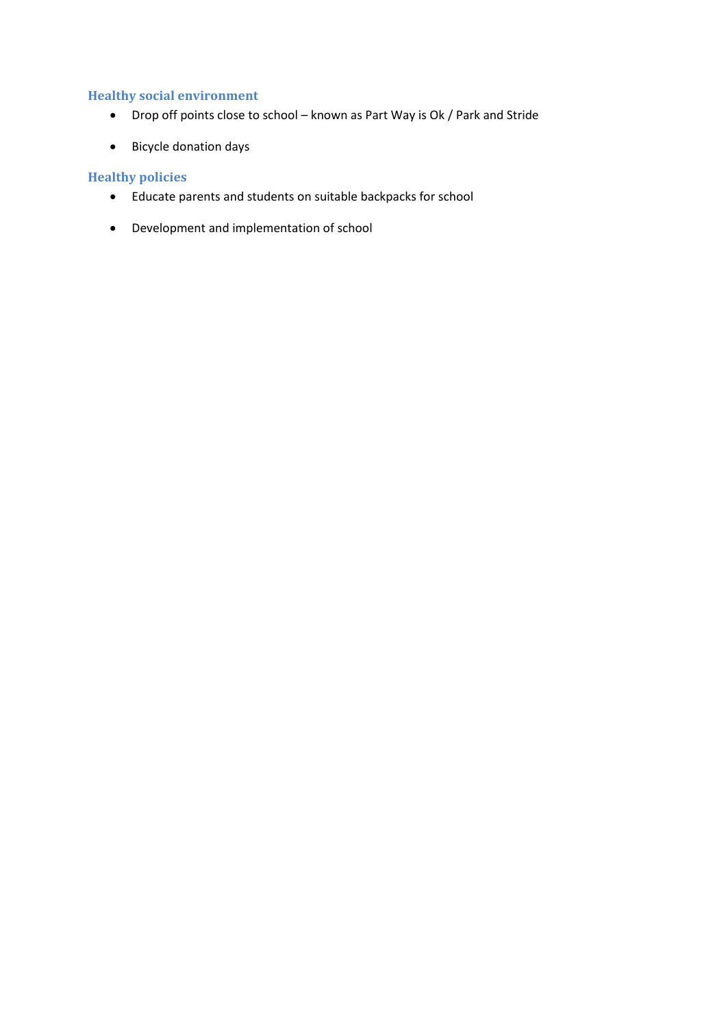### Healthy social environment

- Drop off points close to school – known as Part Way is Ok / Park and Stride
- Bicycle donation days

### Healthy policies

- Educate parents and students on suitable backpacks for school
- Development and implementation of school